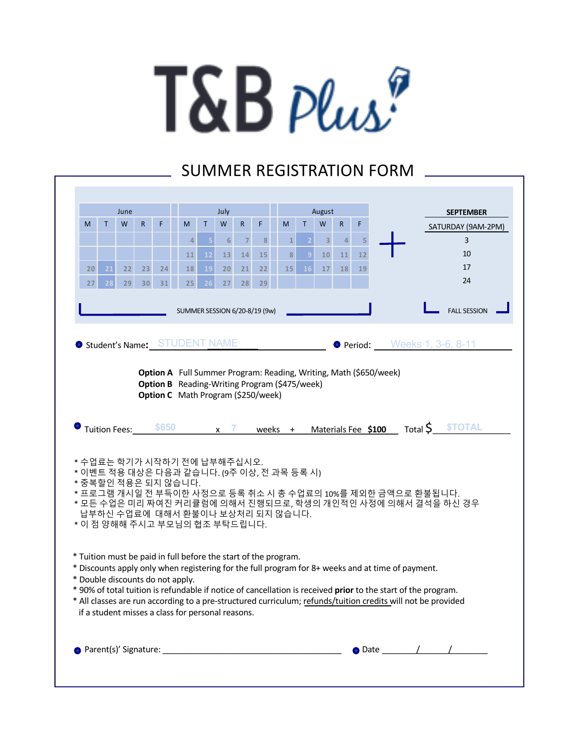# T&B Plus

## SUMMER REGISTRATION FORM

| June | | | | | July | | | | | August | | | | |
|---|---|---|---|---|---|---|---|---|---|---|---|---|---|---|
| M | T | W | R | F | M | T | W | R | F | M | T | W | R | F |
| | | | | | 4 | 5 | 6 | 7 | 8 | 1 | 2 | 3 | 4 | 5 |
| | | | | | 11 | 12 | 13 | 14 | 15 | 8 | 9 | 10 | 11 | 12 |
| 20 | 21 | 22 | 23 | 24 | 18 | 19 | 20 | 21 | 22 | 15 | 16 | 17 | 18 | 19 |
| 27 | 28 | 29 | 30 | 31 | 25 | 26 | 27 | 28 | 29 | | | | | |

SUMMER SESSION 6/20-8/19 (9w)

\+

| SEPTEMBER |
|---|
| SATURDAY (9AM-2PM) |
| 3 |
| 10 |
| 17 |
| 24 |

FALL SESSION

- Student's Name: STUDENT NAME
- Period: Weeks 1, 3-6, 8-11

**Option A** Full Summer Program: Reading, Writing, Math ($650/week)
**Option B** Reading-Writing Program ($475/week)
**Option C** Math Program ($250/week)

- Tuition Fees: $650 x 7 weeks + Materials Fee **$100** Total $ $TOTAL

* 수업료는 학기가 시작하기 전에 납부해주십시오.
* 이벤트 적용 대상은 다음과 같습니다. (9주 이상, 전 과목 등록 시)
* 중복할인 적용은 되지 않습니다.
* 프로그램 개시일 전 부득이한 사정으로 등록 취소 시 총 수업료의 10%를 제외한 금액으로 환불됩니다.
* 모든 수업은 미리 짜여진 커리큘럼에 의해서 진행되므로, 학생의 개인적인 사정에 의해서 결석을 하신 경우 납부하신 수업료에 대해서 환불이나 보상처리 되지 않습니다.
* 이 점 양해해 주시고 부모님의 협조 부탁드립니다.

* Tuition must be paid in full before the start of the program.
* Discounts apply only when registering for the full program for 8+ weeks and at time of payment.
* Double discounts do not apply.
* 90% of total tuition is refundable if notice of cancellation is received **prior** to the start of the program.
* All classes are run according to a pre-structured curriculum; refunds/tuition credits will not be provided if a student misses a class for personal reasons.

- Parent(s)' Signature: ______________________
- Date ____/____/______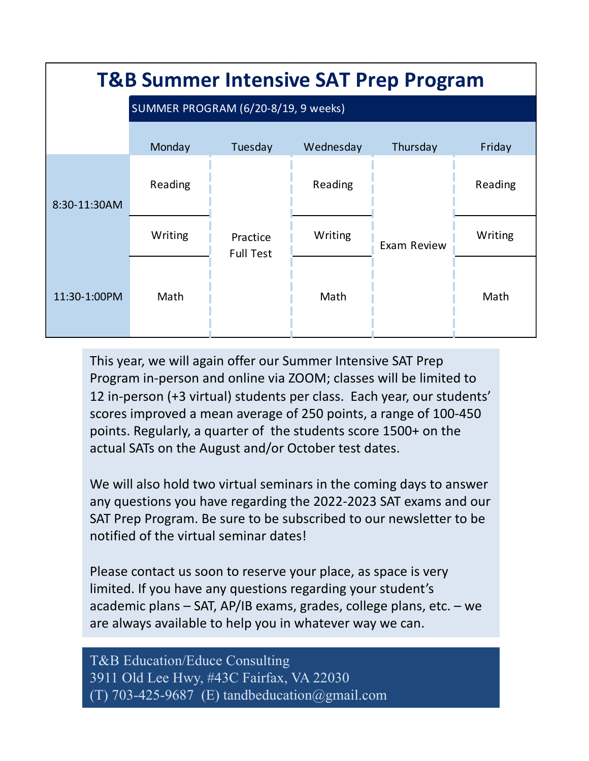# T&B Summer Intensive SAT Prep Program

| | SUMMER PROGRAM (6/20-8/19, 9 weeks) | | | | |
|---|---|---|---|---|---|
| | Monday | Tuesday | Wednesday | Thursday | Friday |
| 8:30-11:30AM | Reading | Practice Full Test | Reading | Exam Review | Reading |
| | Writing | | Writing | | Writing |
| 11:30-1:00PM | Math | | Math | | Math |

This year, we will again offer our Summer Intensive SAT Prep Program in-person and online via ZOOM; classes will be limited to 12 in-person (+3 virtual) students per class. Each year, our students' scores improved a mean average of 250 points, a range of 100-450 points. Regularly, a quarter of the students score 1500+ on the actual SATs on the August and/or October test dates.

We will also hold two virtual seminars in the coming days to answer any questions you have regarding the 2022-2023 SAT exams and our SAT Prep Program. Be sure to be subscribed to our newsletter to be notified of the virtual seminar dates!

Please contact us soon to reserve your place, as space is very limited. If you have any questions regarding your student's academic plans – SAT, AP/IB exams, grades, college plans, etc. – we are always available to help you in whatever way we can.

T&B Education/Educe Consulting
3911 Old Lee Hwy, #43C Fairfax, VA 22030
(T) 703-425-9687 (E) tandbeducation@gmail.com